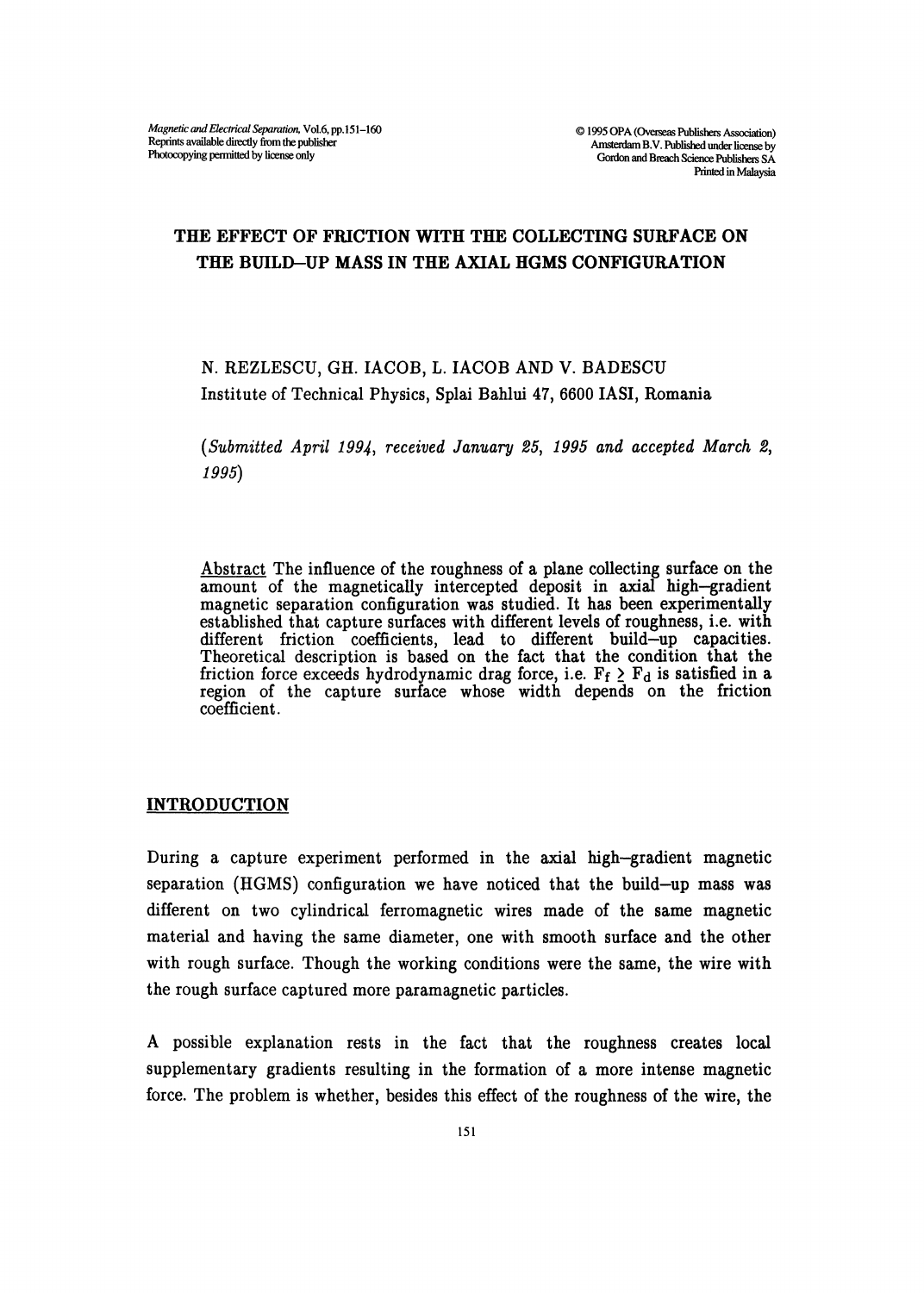# THE EFFECT OF FRICTION WITH THE COLLECTING SURFACE ON THE BUILD–UP MASS IN THE AXIAL HGMS CONFIGURATION

N. REZLESCU, GH. IACOB, L. IACOB AND V. BADESCU
Institute of Technical Physics, Splai Bahlui 47, 6600 IASI, Romania

*(Submitted April 1994, received January 25, 1995 and accepted March 2, 1995)*

Abstract The influence of the roughness of a plane collecting surface on the amount of the magnetically intercepted deposit in axial high–gradient magnetic separation configuration was studied. It has been experimentally established that capture surfaces with different levels of roughness, i.e. with different friction coefficients, lead to different build–up capacities. Theoretical description is based on the fact that the condition that the friction force exceeds hydrodynamic drag force, i.e. $F_f \geq F_d$ is satisfied in a region of the capture surface whose width depends on the friction coefficient.

## INTRODUCTION

During a capture experiment performed in the axial high–gradient magnetic separation (HGMS) configuration we have noticed that the build–up mass was different on two cylindrical ferromagnetic wires made of the same magnetic material and having the same diameter, one with smooth surface and the other with rough surface. Though the working conditions were the same, the wire with the rough surface captured more paramagnetic particles.

A possible explanation rests in the fact that the roughness creates local supplementary gradients resulting in the formation of a more intense magnetic force. The problem is whether, besides this effect of the roughness of the wire, the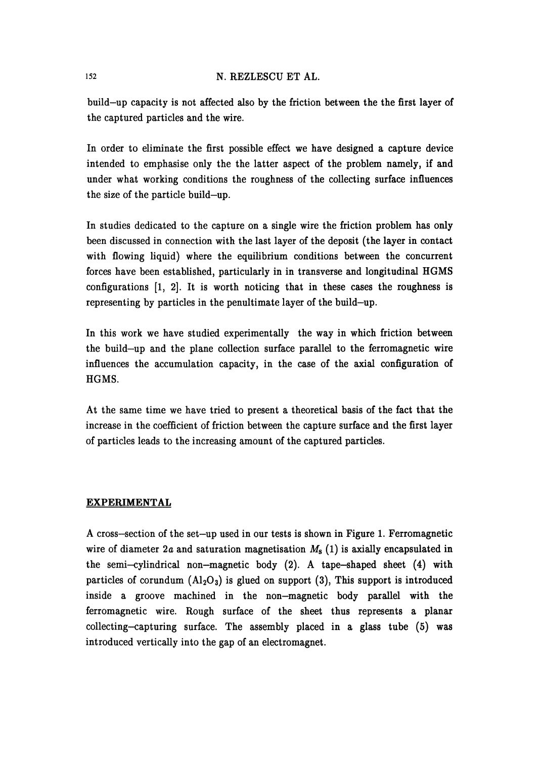build–up capacity is not affected also by the friction between the the first layer of the captured particles and the wire.

In order to eliminate the first possible effect we have designed a capture device intended to emphasise only the the latter aspect of the problem namely, if and under what working conditions the roughness of the collecting surface influences the size of the particle build–up.

In studies dedicated to the capture on a single wire the friction problem has only been discussed in connection with the last layer of the deposit (the layer in contact with flowing liquid) where the equilibrium conditions between the concurrent forces have been established, particularly in in transverse and longitudinal HGMS configurations [1, 2]. It is worth noticing that in these cases the roughness is representing by particles in the penultimate layer of the build–up.

In this work we have studied experimentally the way in which friction between the build–up and the plane collection surface parallel to the ferromagnetic wire influences the accumulation capacity, in the case of the axial configuration of HGMS.

At the same time we have tried to present a theoretical basis of the fact that the increase in the coefficient of friction between the capture surface and the first layer of particles leads to the increasing amount of the captured particles.

## EXPERIMENTAL

A cross–section of the set–up used in our tests is shown in Figure 1. Ferromagnetic wire of diameter $2a$ and saturation magnetisation $M_s$ (1) is axially encapsulated in the semi–cylindrical non–magnetic body (2). A tape–shaped sheet (4) with particles of corundum ($Al_2O_3$) is glued on support (3), This support is introduced inside a groove machined in the non–magnetic body parallel with the ferromagnetic wire. Rough surface of the sheet thus represents a planar collecting–capturing surface. The assembly placed in a glass tube (5) was introduced vertically into the gap of an electromagnet.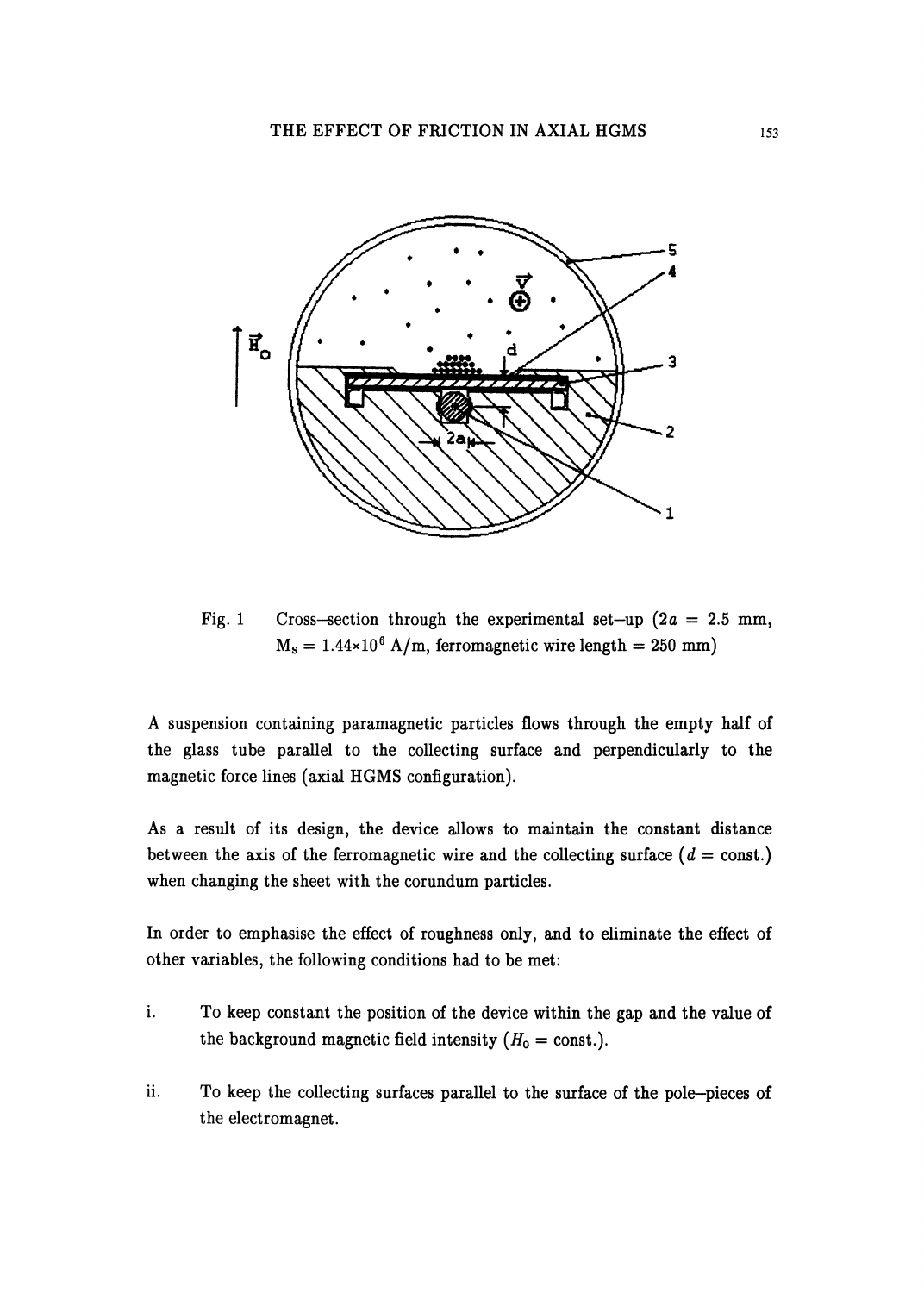Fig. 1 Cross–section through the experimental set–up ($2a$ = 2.5 mm, $M_S = 1.44 \times 10^6$ A/m, ferromagnetic wire length = 250 mm)

A suspension containing paramagnetic particles flows through the empty half of the glass tube parallel to the collecting surface and perpendicularly to the magnetic force lines (axial HGMS configuration).

As a result of its design, the device allows to maintain the constant distance between the axis of the ferromagnetic wire and the collecting surface ($d$ = const.) when changing the sheet with the corundum particles.

In order to emphasise the effect of roughness only, and to eliminate the effect of other variables, the following conditions had to be met:

i. To keep constant the position of the device within the gap and the value of the background magnetic field intensity ($H_0$ = const.).

ii. To keep the collecting surfaces parallel to the surface of the pole–pieces of the electromagnet.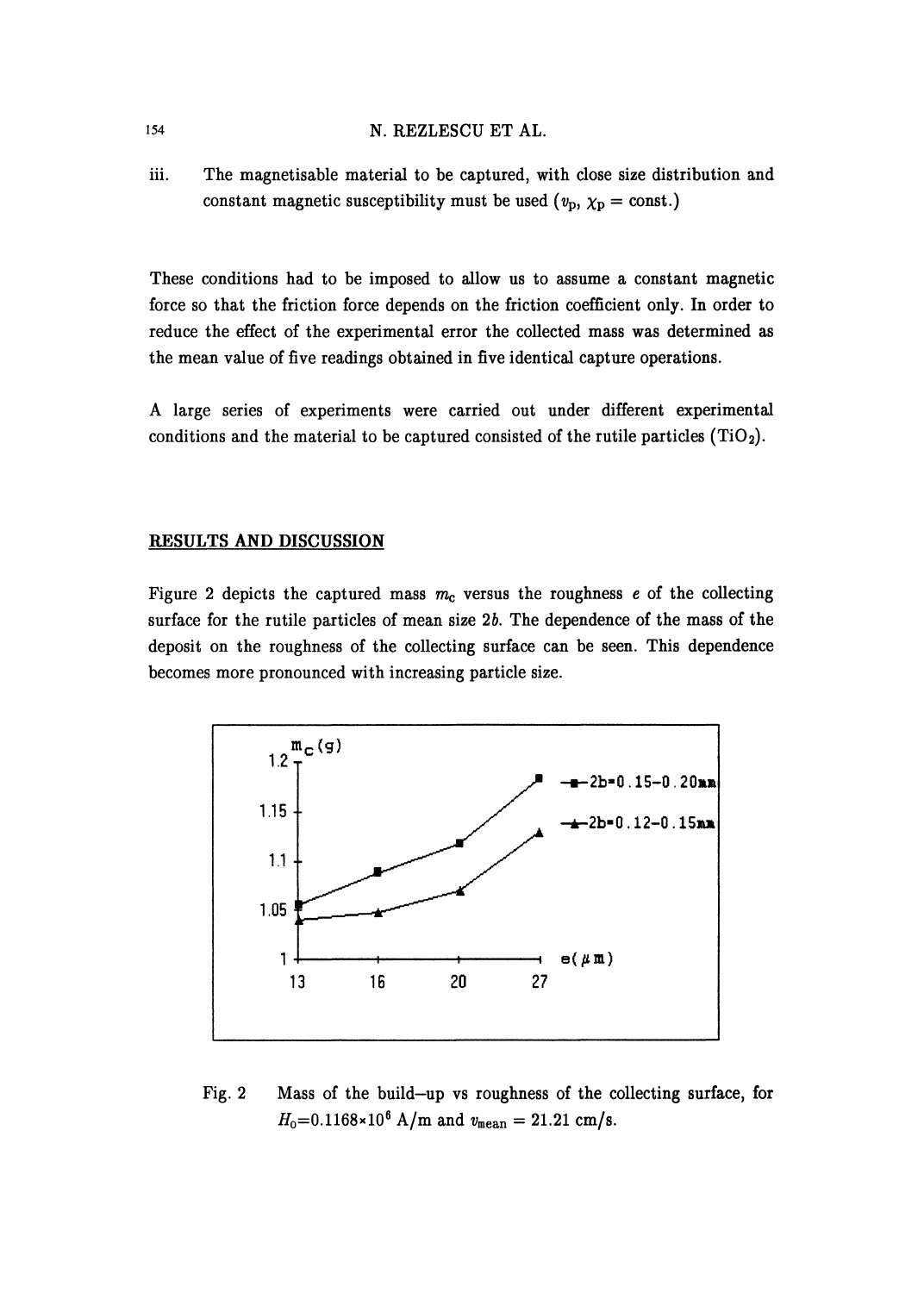iii. The magnetisable material to be captured, with close size distribution and constant magnetic susceptibility must be used ($v_p$, $\chi_p$ = const.)

These conditions had to be imposed to allow us to assume a constant magnetic force so that the friction force depends on the friction coefficient only. In order to reduce the effect of the experimental error the collected mass was determined as the mean value of five readings obtained in five identical capture operations.

A large series of experiments were carried out under different experimental conditions and the material to be captured consisted of the rutile particles ($TiO_2$).

## RESULTS AND DISCUSSION

Figure 2 depicts the captured mass $m_c$ versus the roughness $e$ of the collecting surface for the rutile particles of mean size $2b$. The dependence of the mass of the deposit on the roughness of the collecting surface can be seen. This dependence becomes more pronounced with increasing particle size.

Fig. 2 Mass of the build–up vs roughness of the collecting surface, for $H_0$=0.1168×10$^6$ A/m and $v_{mean}$ = 21.21 cm/s.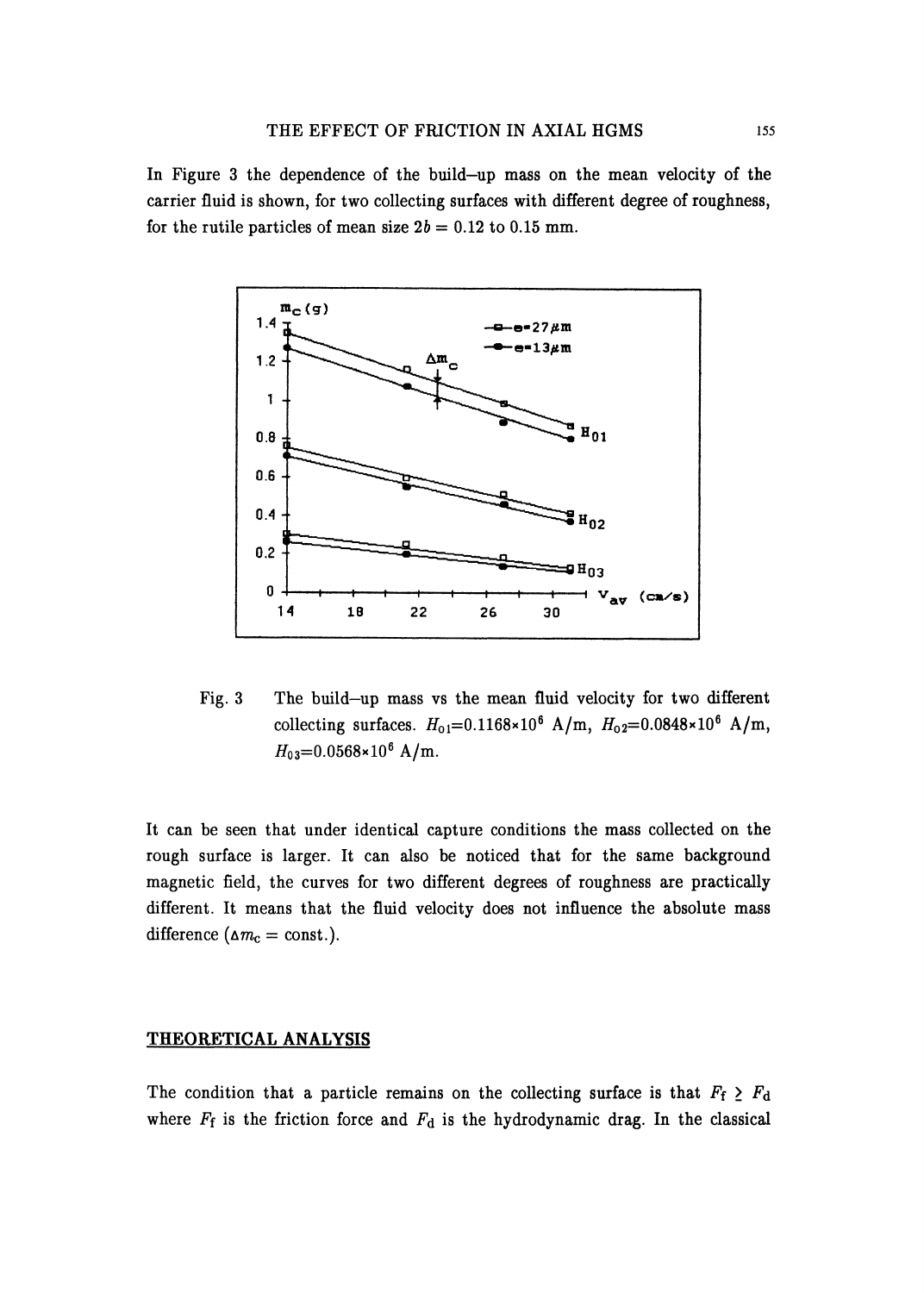In Figure 3 the dependence of the build–up mass on the mean velocity of the carrier fluid is shown, for two collecting surfaces with different degree of roughness, for the rutile particles of mean size $2b = 0.12$ to $0.15$ mm.

Fig. 3 The build–up mass vs the mean fluid velocity for two different collecting surfaces. $H_{01}=0.1168\times10^6$ A/m, $H_{02}=0.0848\times10^6$ A/m, $H_{03}=0.0568\times10^6$ A/m.

It can be seen that under identical capture conditions the mass collected on the rough surface is larger. It can also be noticed that for the same background magnetic field, the curves for two different degrees of roughness are practically different. It means that the fluid velocity does not influence the absolute mass difference ($\Delta m_c = \text{const.}$).

## THEORETICAL ANALYSIS

The condition that a particle remains on the collecting surface is that $F_f \geq F_d$ where $F_f$ is the friction force and $F_d$ is the hydrodynamic drag. In the classical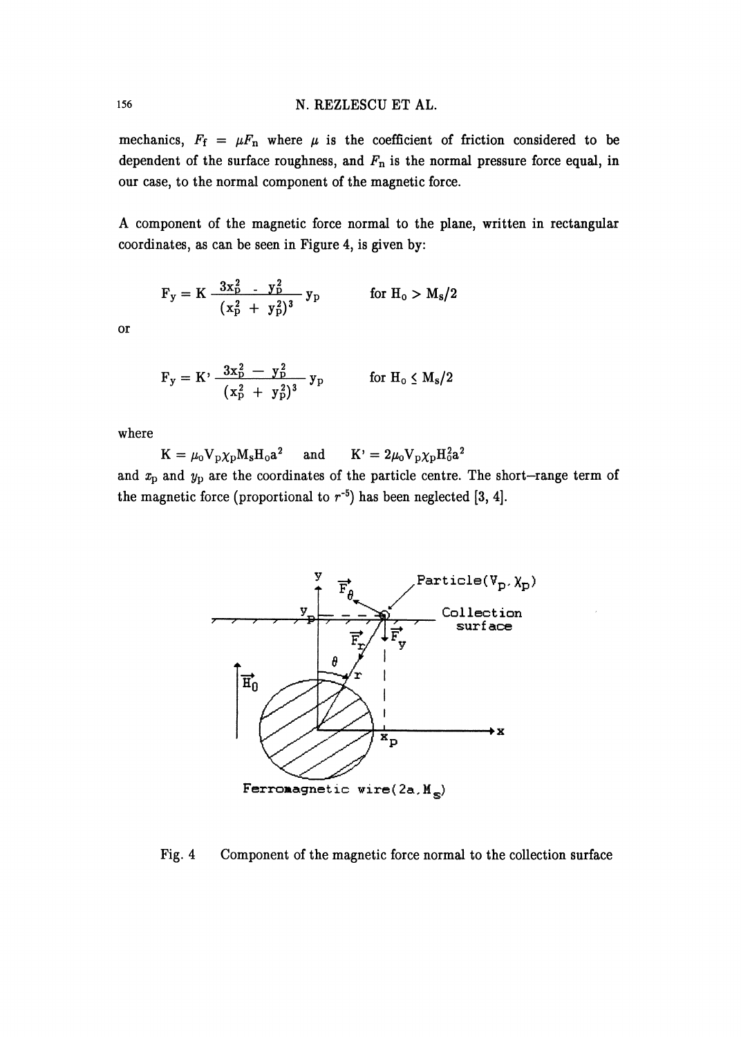mechanics, $F_f = \mu F_n$ where $\mu$ is the coefficient of friction considered to be dependent of the surface roughness, and $F_n$ is the normal pressure force equal, in our case, to the normal component of the magnetic force.

A component of the magnetic force normal to the plane, written in rectangular coordinates, as can be seen in Figure 4, is given by:

$$F_y = K \frac{3x_p^2 - y_p^2}{(x_p^2 + y_p^2)^3} y_p \qquad \text{for } H_0 > M_s/2$$

or

$$F_y = K' \frac{3x_p^2 - y_p^2}{(x_p^2 + y_p^2)^3} y_p \qquad \text{for } H_0 \leq M_s/2$$

where

$$K = \mu_0 V_p \chi_p M_s H_0 a^2 \quad \text{and} \quad K' = 2\mu_0 V_p \chi_p H_0^2 a^2$$

and $x_p$ and $y_p$ are the coordinates of the particle centre. The short–range term of the magnetic force (proportional to $r^{-5}$) has been neglected [3, 4].

Fig. 4 Component of the magnetic force normal to the collection surface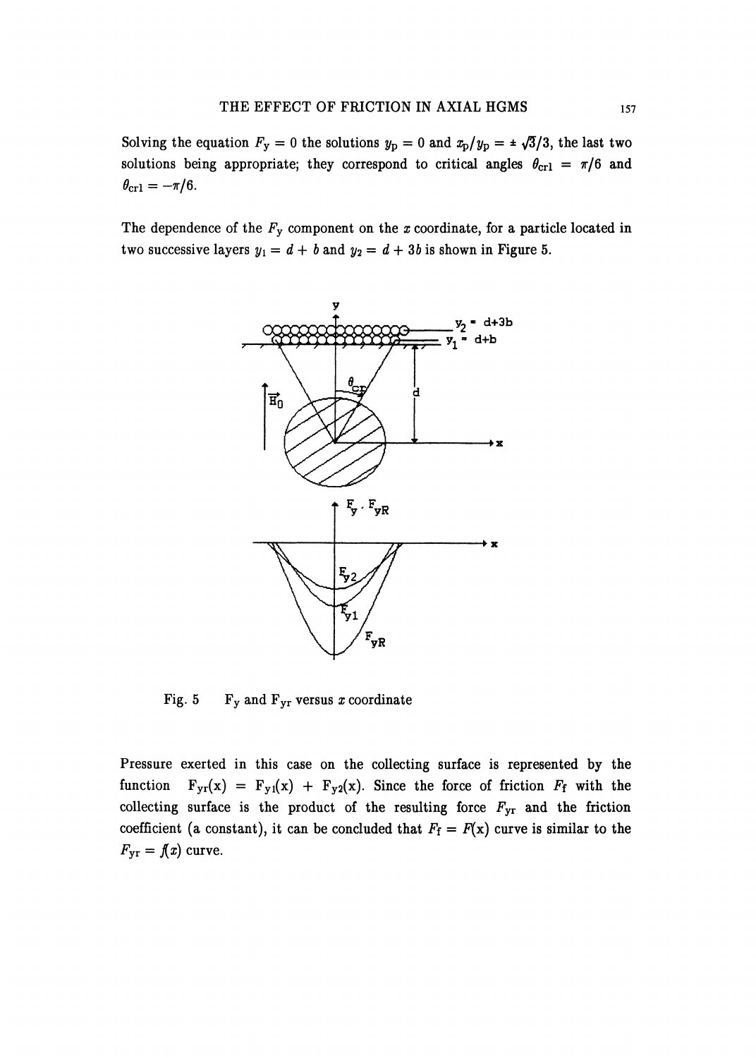Solving the equation $F_y = 0$ the solutions $y_p = 0$ and $x_p/y_p = \pm\sqrt{3}/3$, the last two solutions being appropriate; they correspond to critical angles $\theta_{cr1} = \pi/6$ and $\theta_{cr1} = -\pi/6$.

The dependence of the $F_y$ component on the $x$ coordinate, for a particle located in two successive layers $y_1 = d + b$ and $y_2 = d + 3b$ is shown in Figure 5.

Fig. 5 $F_y$ and $F_{yr}$ versus $x$ coordinate

Pressure exerted in this case on the collecting surface is represented by the function $F_{yr}(x) = F_{y1}(x) + F_{y2}(x)$. Since the force of friction $F_f$ with the collecting surface is the product of the resulting force $F_{yr}$ and the friction coefficient (a constant), it can be concluded that $F_f = F(x)$ curve is similar to the $F_{yr} = f(x)$ curve.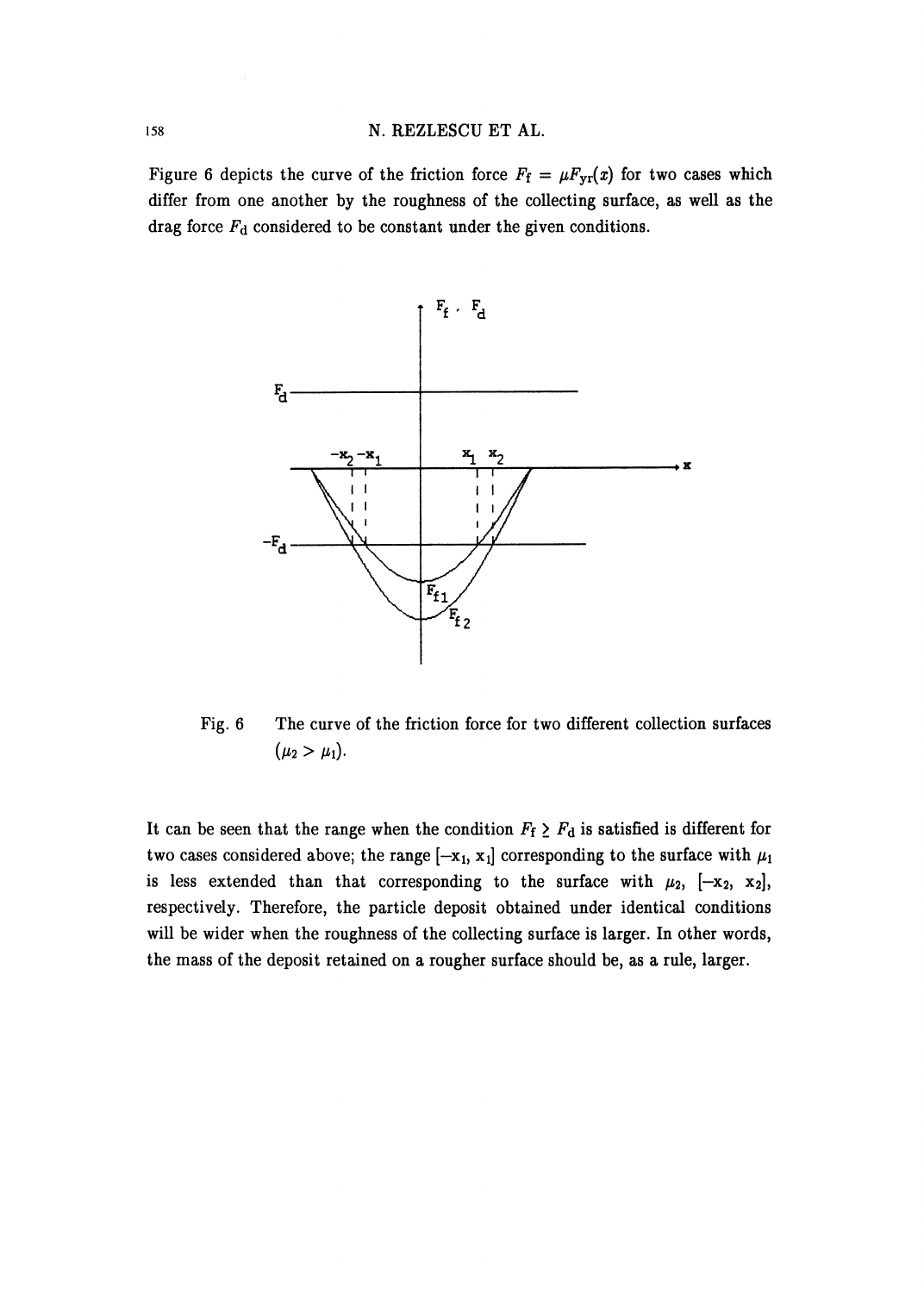Figure 6 depicts the curve of the friction force $F_f = \mu F_{yr}(x)$ for two cases which differ from one another by the roughness of the collecting surface, as well as the drag force $F_d$ considered to be constant under the given conditions.

Fig. 6 The curve of the friction force for two different collection surfaces ($\mu_2 > \mu_1$).

It can be seen that the range when the condition $F_f \geq F_d$ is satisfied is different for two cases considered above; the range $[-x_1, x_1]$ corresponding to the surface with $\mu_1$ is less extended than that corresponding to the surface with $\mu_2$, $[-x_2, x_2]$, respectively. Therefore, the particle deposit obtained under identical conditions will be wider when the roughness of the collecting surface is larger. In other words, the mass of the deposit retained on a rougher surface should be, as a rule, larger.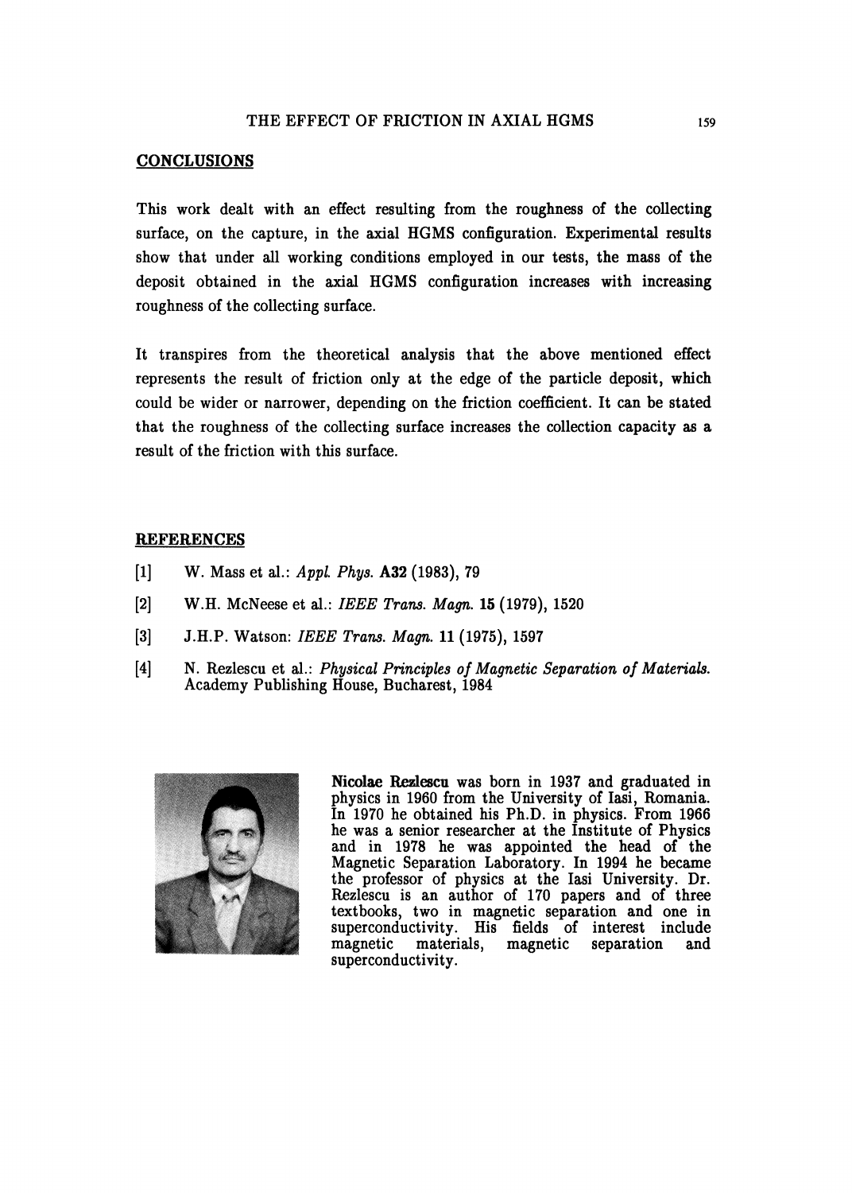## CONCLUSIONS

This work dealt with an effect resulting from the roughness of the collecting surface, on the capture, in the axial HGMS configuration. Experimental results show that under all working conditions employed in our tests, the mass of the deposit obtained in the axial HGMS configuration increases with increasing roughness of the collecting surface.

It transpires from the theoretical analysis that the above mentioned effect represents the result of friction only at the edge of the particle deposit, which could be wider or narrower, depending on the friction coefficient. It can be stated that the roughness of the collecting surface increases the collection capacity as a result of the friction with this surface.

## REFERENCES

[1] W. Mass et al.: *Appl. Phys.* **A32** (1983), 79

[2] W.H. McNeese et al.: *IEEE Trans. Magn.* **15** (1979), 1520

[3] J.H.P. Watson: *IEEE Trans. Magn.* **11** (1975), 1597

[4] N. Rezlescu et al.: *Physical Principles of Magnetic Separation of Materials.* Academy Publishing House, Bucharest, 1984

**Nicolae Rezlescu** was born in 1937 and graduated in physics in 1960 from the University of Iasi, Romania. In 1970 he obtained his Ph.D. in physics. From 1966 he was a senior researcher at the Institute of Physics and in 1978 he was appointed the head of the Magnetic Separation Laboratory. In 1994 he became the professor of physics at the Iasi University. Dr. Rezlescu is an author of 170 papers and of three textbooks, two in magnetic separation and one in superconductivity. His fields of interest include magnetic materials, magnetic separation and superconductivity.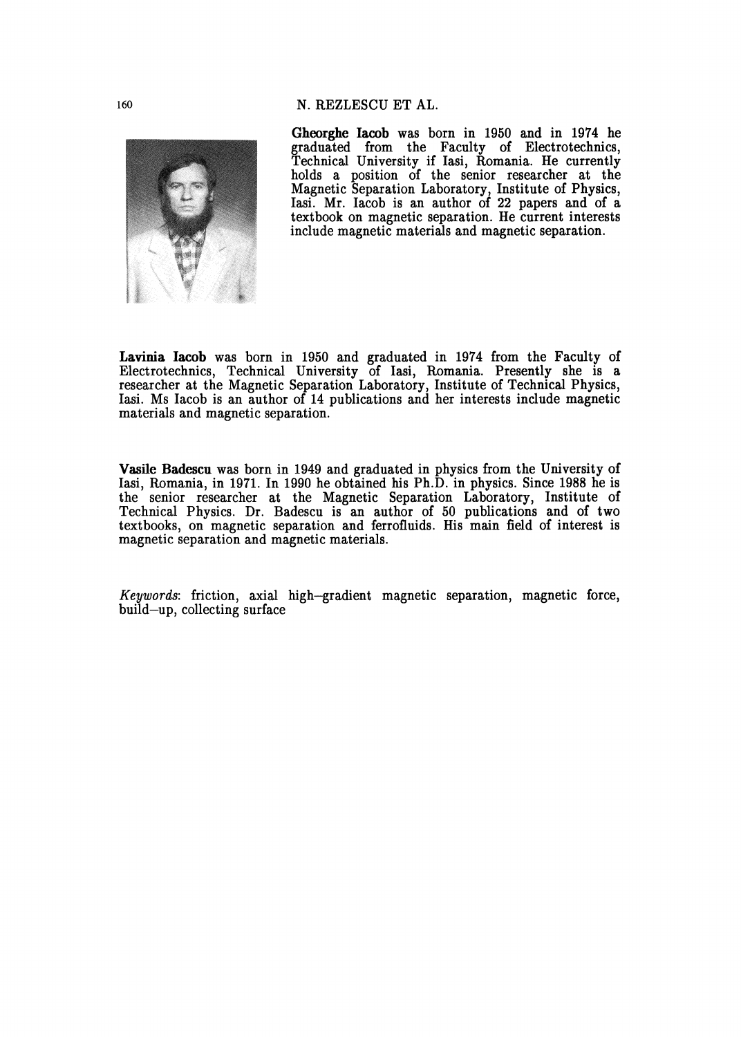**Gheorghe Iacob** was born in 1950 and in 1974 he graduated from the Faculty of Electrotechnics, Technical University if Iasi, Romania. He currently holds a position of the senior researcher at the Magnetic Separation Laboratory, Institute of Physics, Iasi. Mr. Iacob is an author of 22 papers and of a textbook on magnetic separation. He current interests include magnetic materials and magnetic separation.

**Lavinia Iacob** was born in 1950 and graduated in 1974 from the Faculty of Electrotechnics, Technical University of Iasi, Romania. Presently she is a researcher at the Magnetic Separation Laboratory, Institute of Technical Physics, Iasi. Ms Iacob is an author of 14 publications and her interests include magnetic materials and magnetic separation.

**Vasile Badescu** was born in 1949 and graduated in physics from the University of Iasi, Romania, in 1971. In 1990 he obtained his Ph.D. in physics. Since 1988 he is the senior researcher at the Magnetic Separation Laboratory, Institute of Technical Physics. Dr. Badescu is an author of 50 publications and of two textbooks, on magnetic separation and ferrofluids. His main field of interest is magnetic separation and magnetic materials.

*Keywords*: friction, axial high–gradient magnetic separation, magnetic force, build–up, collecting surface